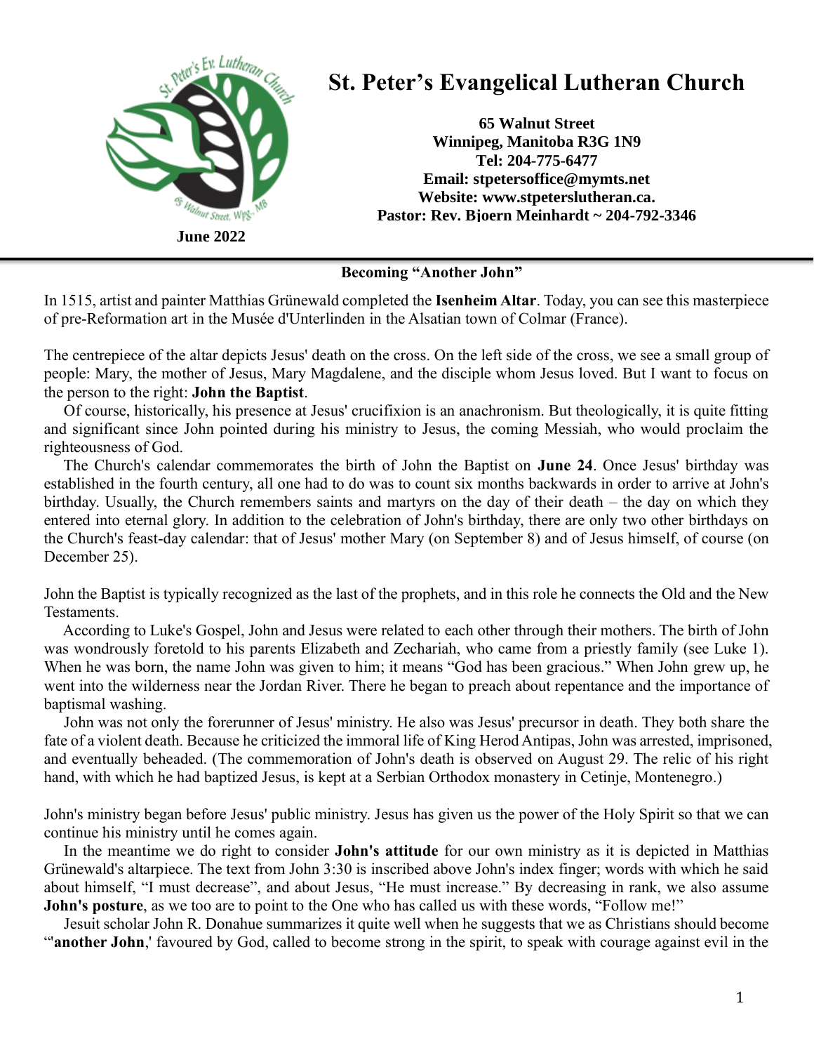# St. Peter's Evangelical Lutheran Church

**65 Walnut Street**
**Winnipeg, Manitoba R3G 1N9**
**Tel: 204-775-6477**
**Email: stpetersoffice@mymts.net**
**Website: www.stpeterslutheran.ca.**
**Pastor: Rev. Bjoern Meinhardt ~ 204-792-3346**

**June 2022**

## Becoming "Another John"

In 1515, artist and painter Matthias Grünewald completed the **Isenheim Altar**. Today, you can see this masterpiece of pre-Reformation art in the Musée d'Unterlinden in the Alsatian town of Colmar (France).

The centrepiece of the altar depicts Jesus' death on the cross. On the left side of the cross, we see a small group of people: Mary, the mother of Jesus, Mary Magdalene, and the disciple whom Jesus loved. But I want to focus on the person to the right: **John the Baptist**.

Of course, historically, his presence at Jesus' crucifixion is an anachronism. But theologically, it is quite fitting and significant since John pointed during his ministry to Jesus, the coming Messiah, who would proclaim the righteousness of God.

The Church's calendar commemorates the birth of John the Baptist on **June 24**. Once Jesus' birthday was established in the fourth century, all one had to do was to count six months backwards in order to arrive at John's birthday. Usually, the Church remembers saints and martyrs on the day of their death – the day on which they entered into eternal glory. In addition to the celebration of John's birthday, there are only two other birthdays on the Church's feast-day calendar: that of Jesus' mother Mary (on September 8) and of Jesus himself, of course (on December 25).

John the Baptist is typically recognized as the last of the prophets, and in this role he connects the Old and the New Testaments.

According to Luke's Gospel, John and Jesus were related to each other through their mothers. The birth of John was wondrously foretold to his parents Elizabeth and Zechariah, who came from a priestly family (see Luke 1). When he was born, the name John was given to him; it means "God has been gracious." When John grew up, he went into the wilderness near the Jordan River. There he began to preach about repentance and the importance of baptismal washing.

John was not only the forerunner of Jesus' ministry. He also was Jesus' precursor in death. They both share the fate of a violent death. Because he criticized the immoral life of King Herod Antipas, John was arrested, imprisoned, and eventually beheaded. (The commemoration of John's death is observed on August 29. The relic of his right hand, with which he had baptized Jesus, is kept at a Serbian Orthodox monastery in Cetinje, Montenegro.)

John's ministry began before Jesus' public ministry. Jesus has given us the power of the Holy Spirit so that we can continue his ministry until he comes again.

In the meantime we do right to consider **John's attitude** for our own ministry as it is depicted in Matthias Grünewald's altarpiece. The text from John 3:30 is inscribed above John's index finger; words with which he said about himself, "I must decrease", and about Jesus, "He must increase." By decreasing in rank, we also assume **John's posture**, as we too are to point to the One who has called us with these words, "Follow me!"

Jesuit scholar John R. Donahue summarizes it quite well when he suggests that we as Christians should become "'**another John**,' favoured by God, called to become strong in the spirit, to speak with courage against evil in the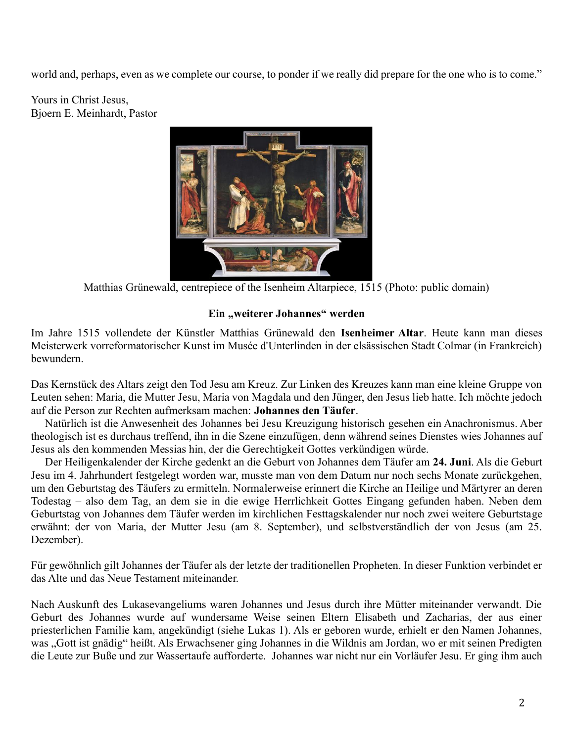world and, perhaps, even as we complete our course, to ponder if we really did prepare for the one who is to come."

Yours in Christ Jesus,
Bjoern E. Meinhardt, Pastor

Matthias Grünewald, centrepiece of the Isenheim Altarpiece, 1515 (Photo: public domain)

**Ein „weiterer Johannes" werden**

Im Jahre 1515 vollendete der Künstler Matthias Grünewald den **Isenheimer Altar**. Heute kann man dieses Meisterwerk vorreformatorischer Kunst im Musée d'Unterlinden in der elsässischen Stadt Colmar (in Frankreich) bewundern.

Das Kernstück des Altars zeigt den Tod Jesu am Kreuz. Zur Linken des Kreuzes kann man eine kleine Gruppe von Leuten sehen: Maria, die Mutter Jesu, Maria von Magdala und den Jünger, den Jesus lieb hatte. Ich möchte jedoch auf die Person zur Rechten aufmerksam machen: **Johannes den Täufer**.

Natürlich ist die Anwesenheit des Johannes bei Jesu Kreuzigung historisch gesehen ein Anachronismus. Aber theologisch ist es durchaus treffend, ihn in die Szene einzufügen, denn während seines Dienstes wies Johannes auf Jesus als den kommenden Messias hin, der die Gerechtigkeit Gottes verkündigen würde.

Der Heiligenkalender der Kirche gedenkt an die Geburt von Johannes dem Täufer am **24. Juni**. Als die Geburt Jesu im 4. Jahrhundert festgelegt worden war, musste man von dem Datum nur noch sechs Monate zurückgehen, um den Geburtstag des Täufers zu ermitteln. Normalerweise erinnert die Kirche an Heilige und Märtyrer an deren Todestag – also dem Tag, an dem sie in die ewige Herrlichkeit Gottes Eingang gefunden haben. Neben dem Geburtstag von Johannes dem Täufer werden im kirchlichen Festtagskalender nur noch zwei weitere Geburtstage erwähnt: der von Maria, der Mutter Jesu (am 8. September), und selbstverständlich der von Jesus (am 25. Dezember).

Für gewöhnlich gilt Johannes der Täufer als der letzte der traditionellen Propheten. In dieser Funktion verbindet er das Alte und das Neue Testament miteinander.

Nach Auskunft des Lukasevangeliums waren Johannes und Jesus durch ihre Mütter miteinander verwandt. Die Geburt des Johannes wurde auf wundersame Weise seinen Eltern Elisabeth und Zacharias, der aus einer priesterlichen Familie kam, angekündigt (siehe Lukas 1). Als er geboren wurde, erhielt er den Namen Johannes, was „Gott ist gnädig" heißt. Als Erwachsener ging Johannes in die Wildnis am Jordan, wo er mit seinen Predigten die Leute zur Buße und zur Wassertaufe aufforderte. Johannes war nicht nur ein Vorläufer Jesu. Er ging ihm auch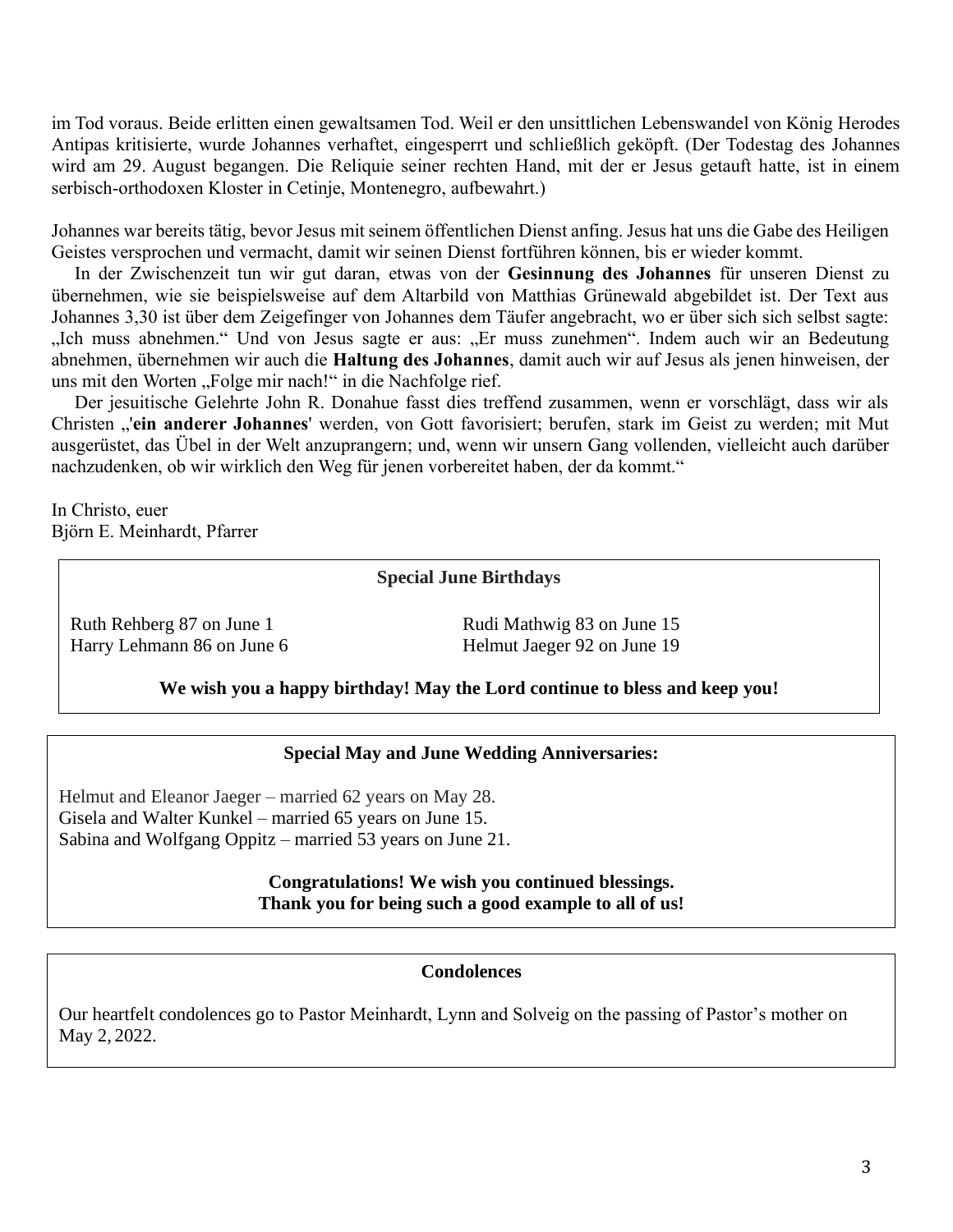im Tod voraus. Beide erlitten einen gewaltsamen Tod. Weil er den unsittlichen Lebenswandel von König Herodes Antipas kritisierte, wurde Johannes verhaftet, eingesperrt und schließlich geköpft. (Der Todestag des Johannes wird am 29. August begangen. Die Reliquie seiner rechten Hand, mit der er Jesus getauft hatte, ist in einem serbisch-orthodoxen Kloster in Cetinje, Montenegro, aufbewahrt.)

Johannes war bereits tätig, bevor Jesus mit seinem öffentlichen Dienst anfing. Jesus hat uns die Gabe des Heiligen Geistes versprochen und vermacht, damit wir seinen Dienst fortführen können, bis er wieder kommt.

In der Zwischenzeit tun wir gut daran, etwas von der **Gesinnung des Johannes** für unseren Dienst zu übernehmen, wie sie beispielsweise auf dem Altarbild von Matthias Grünewald abgebildet ist. Der Text aus Johannes 3,30 ist über dem Zeigefinger von Johannes dem Täufer angebracht, wo er über sich sich selbst sagte: „Ich muss abnehmen." Und von Jesus sagte er aus: „Er muss zunehmen". Indem auch wir an Bedeutung abnehmen, übernehmen wir auch die **Haltung des Johannes**, damit auch wir auf Jesus als jenen hinweisen, der uns mit den Worten „Folge mir nach!" in die Nachfolge rief.

Der jesuitische Gelehrte John R. Donahue fasst dies treffend zusammen, wenn er vorschlägt, dass wir als Christen „'**ein anderer Johannes**' werden, von Gott favorisiert; berufen, stark im Geist zu werden; mit Mut ausgerüstet, das Übel in der Welt anzuprangern; und, wenn wir unsern Gang vollenden, vielleicht auch darüber nachzudenken, ob wir wirklich den Weg für jenen vorbereitet haben, der da kommt."

In Christo, euer
Björn E. Meinhardt, Pfarrer

**Special June Birthdays**

Ruth Rehberg 87 on June 1
Harry Lehmann 86 on June 6
Rudi Mathwig 83 on June 15
Helmut Jaeger 92 on June 19

**We wish you a happy birthday! May the Lord continue to bless and keep you!**

**Special May and June Wedding Anniversaries:**

Helmut and Eleanor Jaeger – married 62 years on May 28.
Gisela and Walter Kunkel – married 65 years on June 15.
Sabina and Wolfgang Oppitz – married 53 years on June 21.

**Congratulations! We wish you continued blessings.**
**Thank you for being such a good example to all of us!**

**Condolences**

Our heartfelt condolences go to Pastor Meinhardt, Lynn and Solveig on the passing of Pastor's mother on May 2, 2022.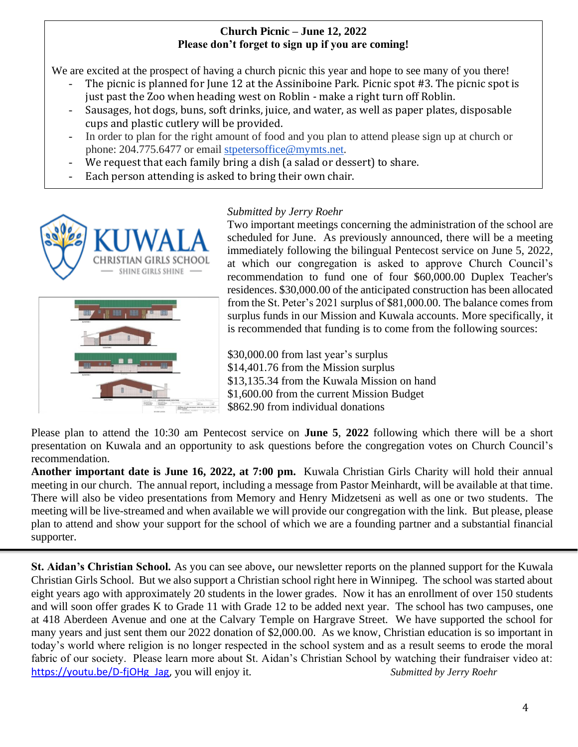**Church Picnic – June 12, 2022**
**Please don't forget to sign up if you are coming!**

We are excited at the prospect of having a church picnic this year and hope to see many of you there!

- The picnic is planned for June 12 at the Assiniboine Park. Picnic spot #3. The picnic spot is just past the Zoo when heading west on Roblin - make a right turn off Roblin.
- Sausages, hot dogs, buns, soft drinks, juice, and water, as well as paper plates, disposable cups and plastic cutlery will be provided.
- In order to plan for the right amount of food and you plan to attend please sign up at church or phone: 204.775.6477 or email stpetersoffice@mymts.net.
- We request that each family bring a dish (a salad or dessert) to share.
- Each person attending is asked to bring their own chair.

*Submitted by Jerry Roehr*

Two important meetings concerning the administration of the school are scheduled for June. As previously announced, there will be a meeting immediately following the bilingual Pentecost service on June 5, 2022, at which our congregation is asked to approve Church Council's recommendation to fund one of four $60,000.00 Duplex Teacher's residences. $30,000.00 of the anticipated construction has been allocated from the St. Peter's 2021 surplus of $81,000.00. The balance comes from surplus funds in our Mission and Kuwala accounts. More specifically, it is recommended that funding is to come from the following sources:

$30,000.00 from last year's surplus
$14,401.76 from the Mission surplus
$13,135.34 from the Kuwala Mission on hand
$1,600.00 from the current Mission Budget
$862.90 from individual donations

Please plan to attend the 10:30 am Pentecost service on **June 5**, **2022** following which there will be a short presentation on Kuwala and an opportunity to ask questions before the congregation votes on Church Council's recommendation.

**Another important date is June 16, 2022, at 7:00 pm.** Kuwala Christian Girls Charity will hold their annual meeting in our church. The annual report, including a message from Pastor Meinhardt, will be available at that time. There will also be video presentations from Memory and Henry Midzetseni as well as one or two students. The meeting will be live-streamed and when available we will provide our congregation with the link. But please, please plan to attend and show your support for the school of which we are a founding partner and a substantial financial supporter.

---

**St. Aidan's Christian School.** As you can see above, our newsletter reports on the planned support for the Kuwala Christian Girls School. But we also support a Christian school right here in Winnipeg. The school was started about eight years ago with approximately 20 students in the lower grades. Now it has an enrollment of over 150 students and will soon offer grades K to Grade 11 with Grade 12 to be added next year. The school has two campuses, one at 418 Aberdeen Avenue and one at the Calvary Temple on Hargrave Street. We have supported the school for many years and just sent them our 2022 donation of $2,000.00. As we know, Christian education is so important in today's world where religion is no longer respected in the school system and as a result seems to erode the moral fabric of our society. Please learn more about St. Aidan's Christian School by watching their fundraiser video at: https://youtu.be/D-fjOHg_Jag, you will enjoy it. *Submitted by Jerry Roehr*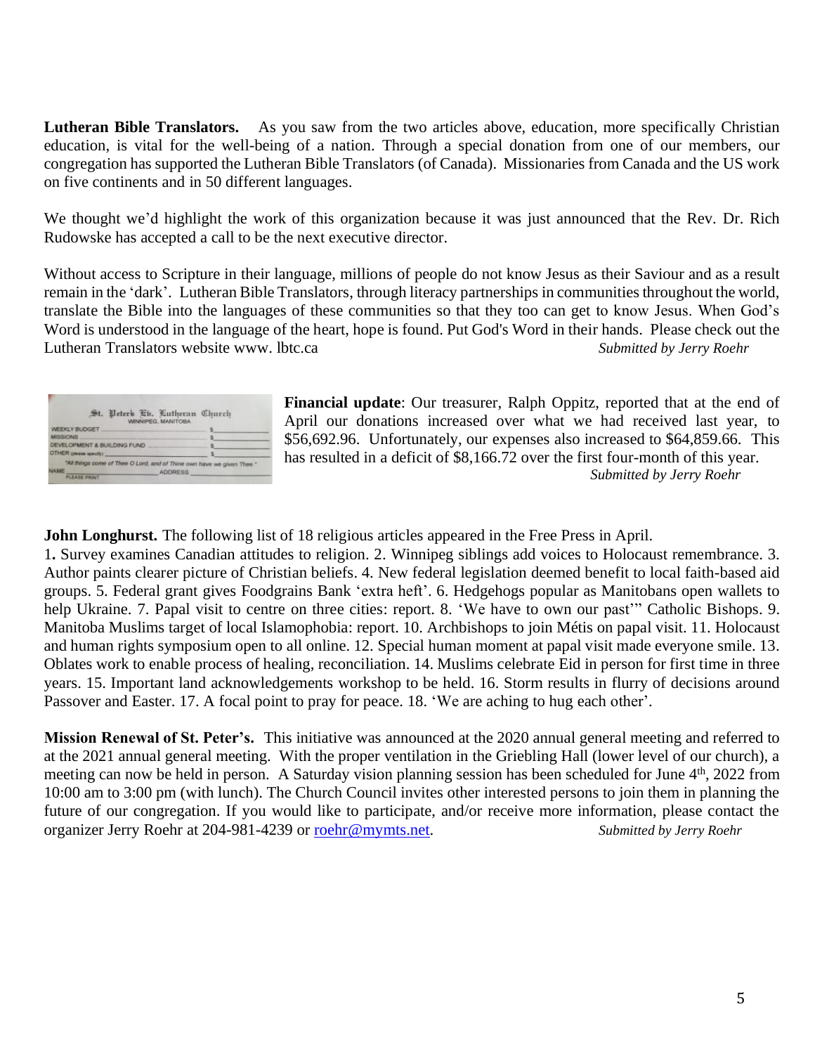**Lutheran Bible Translators.** As you saw from the two articles above, education, more specifically Christian education, is vital for the well-being of a nation. Through a special donation from one of our members, our congregation has supported the Lutheran Bible Translators (of Canada). Missionaries from Canada and the US work on five continents and in 50 different languages.

We thought we'd highlight the work of this organization because it was just announced that the Rev. Dr. Rich Rudowske has accepted a call to be the next executive director.

Without access to Scripture in their language, millions of people do not know Jesus as their Saviour and as a result remain in the 'dark'. Lutheran Bible Translators, through literacy partnerships in communities throughout the world, translate the Bible into the languages of these communities so that they too can get to know Jesus. When God's Word is understood in the language of the heart, hope is found. Put God's Word in their hands. Please check out the Lutheran Translators website www. lbtc.ca *Submitted by Jerry Roehr*

**Financial update**: Our treasurer, Ralph Oppitz, reported that at the end of April our donations increased over what we had received last year, to \$56,692.96. Unfortunately, our expenses also increased to \$64,859.66. This has resulted in a deficit of \$8,166.72 over the first four-month of this year. *Submitted by Jerry Roehr*

**John Longhurst.** The following list of 18 religious articles appeared in the Free Press in April.
1. Survey examines Canadian attitudes to religion. 2. Winnipeg siblings add voices to Holocaust remembrance. 3. Author paints clearer picture of Christian beliefs. 4. New federal legislation deemed benefit to local faith-based aid groups. 5. Federal grant gives Foodgrains Bank 'extra heft'. 6. Hedgehogs popular as Manitobans open wallets to help Ukraine. 7. Papal visit to centre on three cities: report. 8. 'We have to own our past'" Catholic Bishops. 9. Manitoba Muslims target of local Islamophobia: report. 10. Archbishops to join Métis on papal visit. 11. Holocaust and human rights symposium open to all online. 12. Special human moment at papal visit made everyone smile. 13. Oblates work to enable process of healing, reconciliation. 14. Muslims celebrate Eid in person for first time in three years. 15. Important land acknowledgements workshop to be held. 16. Storm results in flurry of decisions around Passover and Easter. 17. A focal point to pray for peace. 18. 'We are aching to hug each other'.

**Mission Renewal of St. Peter's.** This initiative was announced at the 2020 annual general meeting and referred to at the 2021 annual general meeting. With the proper ventilation in the Griebling Hall (lower level of our church), a meeting can now be held in person. A Saturday vision planning session has been scheduled for June 4th, 2022 from 10:00 am to 3:00 pm (with lunch). The Church Council invites other interested persons to join them in planning the future of our congregation. If you would like to participate, and/or receive more information, please contact the organizer Jerry Roehr at 204-981-4239 or roehr@mymts.net. *Submitted by Jerry Roehr*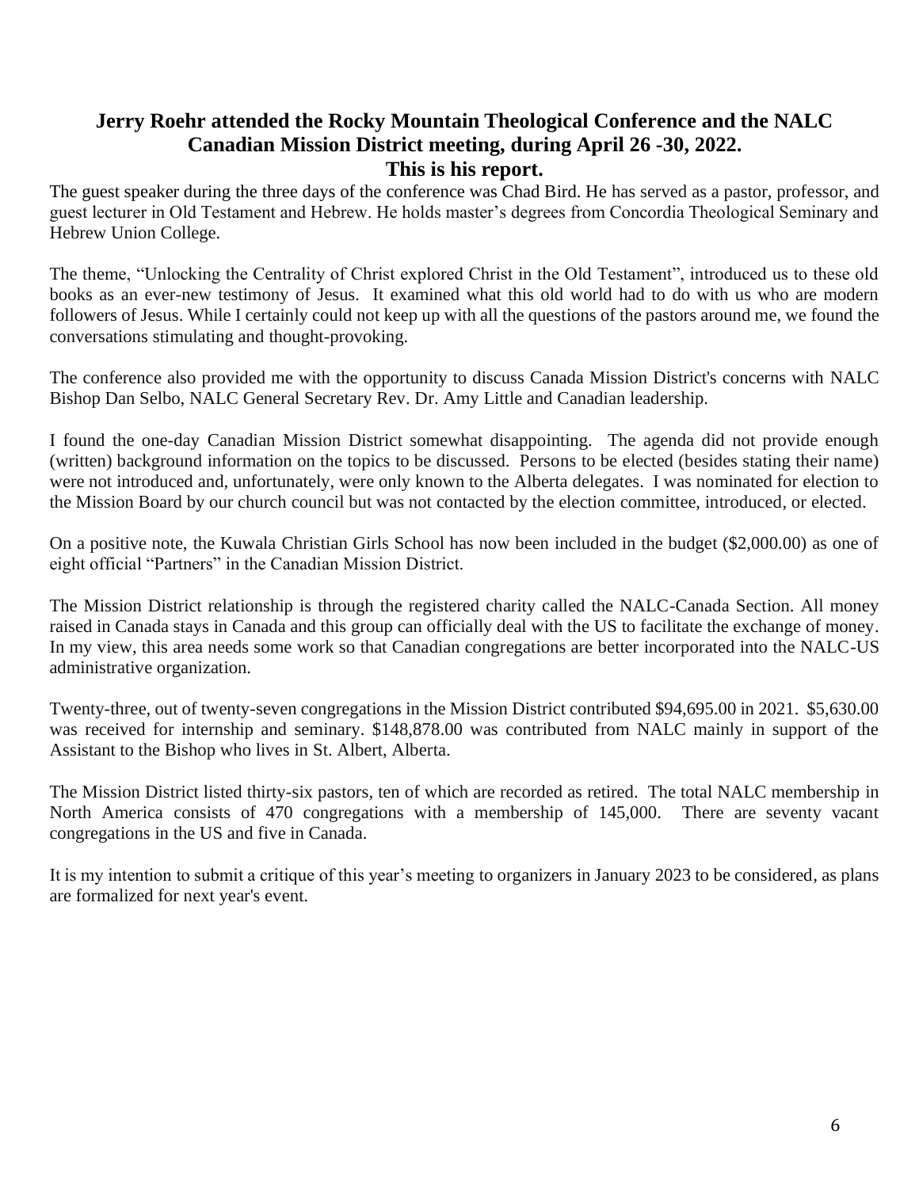## Jerry Roehr attended the Rocky Mountain Theological Conference and the NALC Canadian Mission District meeting, during April 26 -30, 2022. This is his report.

The guest speaker during the three days of the conference was Chad Bird. He has served as a pastor, professor, and guest lecturer in Old Testament and Hebrew. He holds master's degrees from Concordia Theological Seminary and Hebrew Union College.

The theme, "Unlocking the Centrality of Christ explored Christ in the Old Testament", introduced us to these old books as an ever-new testimony of Jesus. It examined what this old world had to do with us who are modern followers of Jesus. While I certainly could not keep up with all the questions of the pastors around me, we found the conversations stimulating and thought-provoking.

The conference also provided me with the opportunity to discuss Canada Mission District's concerns with NALC Bishop Dan Selbo, NALC General Secretary Rev. Dr. Amy Little and Canadian leadership.

I found the one-day Canadian Mission District somewhat disappointing. The agenda did not provide enough (written) background information on the topics to be discussed. Persons to be elected (besides stating their name) were not introduced and, unfortunately, were only known to the Alberta delegates. I was nominated for election to the Mission Board by our church council but was not contacted by the election committee, introduced, or elected.

On a positive note, the Kuwala Christian Girls School has now been included in the budget ($2,000.00) as one of eight official "Partners" in the Canadian Mission District.

The Mission District relationship is through the registered charity called the NALC-Canada Section. All money raised in Canada stays in Canada and this group can officially deal with the US to facilitate the exchange of money. In my view, this area needs some work so that Canadian congregations are better incorporated into the NALC-US administrative organization.

Twenty-three, out of twenty-seven congregations in the Mission District contributed $94,695.00 in 2021. $5,630.00 was received for internship and seminary. $148,878.00 was contributed from NALC mainly in support of the Assistant to the Bishop who lives in St. Albert, Alberta.

The Mission District listed thirty-six pastors, ten of which are recorded as retired. The total NALC membership in North America consists of 470 congregations with a membership of 145,000. There are seventy vacant congregations in the US and five in Canada.

It is my intention to submit a critique of this year's meeting to organizers in January 2023 to be considered, as plans are formalized for next year's event.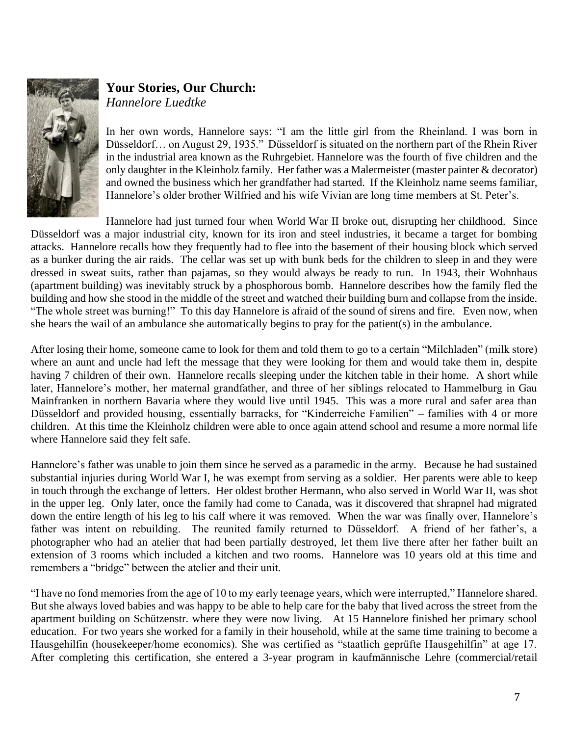**Your Stories, Our Church:**
*Hannelore Luedtke*

In her own words, Hannelore says: "I am the little girl from the Rheinland. I was born in Düsseldorf… on August 29, 1935." Düsseldorf is situated on the northern part of the Rhein River in the industrial area known as the Ruhrgebiet. Hannelore was the fourth of five children and the only daughter in the Kleinholz family. Her father was a Malermeister (master painter & decorator) and owned the business which her grandfather had started. If the Kleinholz name seems familiar, Hannelore's older brother Wilfried and his wife Vivian are long time members at St. Peter's.

Hannelore had just turned four when World War II broke out, disrupting her childhood. Since Düsseldorf was a major industrial city, known for its iron and steel industries, it became a target for bombing attacks. Hannelore recalls how they frequently had to flee into the basement of their housing block which served as a bunker during the air raids. The cellar was set up with bunk beds for the children to sleep in and they were dressed in sweat suits, rather than pajamas, so they would always be ready to run. In 1943, their Wohnhaus (apartment building) was inevitably struck by a phosphorous bomb. Hannelore describes how the family fled the building and how she stood in the middle of the street and watched their building burn and collapse from the inside. "The whole street was burning!" To this day Hannelore is afraid of the sound of sirens and fire. Even now, when she hears the wail of an ambulance she automatically begins to pray for the patient(s) in the ambulance.

After losing their home, someone came to look for them and told them to go to a certain "Milchladen" (milk store) where an aunt and uncle had left the message that they were looking for them and would take them in, despite having 7 children of their own. Hannelore recalls sleeping under the kitchen table in their home. A short while later, Hannelore's mother, her maternal grandfather, and three of her siblings relocated to Hammelburg in Gau Mainfranken in northern Bavaria where they would live until 1945. This was a more rural and safer area than Düsseldorf and provided housing, essentially barracks, for "Kinderreiche Familien" – families with 4 or more children. At this time the Kleinholz children were able to once again attend school and resume a more normal life where Hannelore said they felt safe.

Hannelore's father was unable to join them since he served as a paramedic in the army. Because he had sustained substantial injuries during World War I, he was exempt from serving as a soldier. Her parents were able to keep in touch through the exchange of letters. Her oldest brother Hermann, who also served in World War II, was shot in the upper leg. Only later, once the family had come to Canada, was it discovered that shrapnel had migrated down the entire length of his leg to his calf where it was removed. When the war was finally over, Hannelore's father was intent on rebuilding. The reunited family returned to Düsseldorf. A friend of her father's, a photographer who had an atelier that had been partially destroyed, let them live there after her father built an extension of 3 rooms which included a kitchen and two rooms. Hannelore was 10 years old at this time and remembers a "bridge" between the atelier and their unit.

"I have no fond memories from the age of 10 to my early teenage years, which were interrupted," Hannelore shared. But she always loved babies and was happy to be able to help care for the baby that lived across the street from the apartment building on Schützenstr. where they were now living. At 15 Hannelore finished her primary school education. For two years she worked for a family in their household, while at the same time training to become a Hausgehilfin (housekeeper/home economics). She was certified as "staatlich geprüfte Hausgehilfin" at age 17. After completing this certification, she entered a 3-year program in kaufmännische Lehre (commercial/retail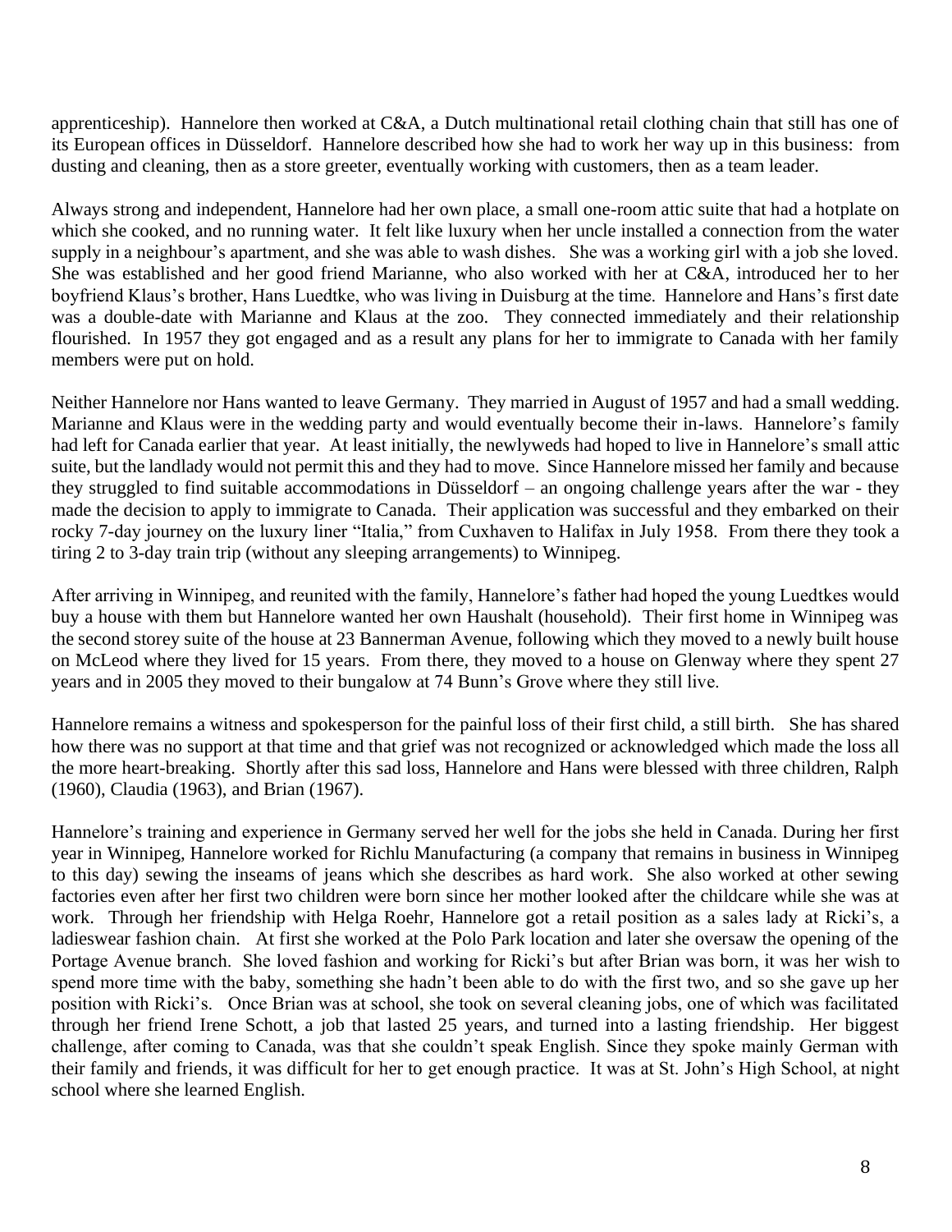apprenticeship). Hannelore then worked at C&A, a Dutch multinational retail clothing chain that still has one of its European offices in Düsseldorf. Hannelore described how she had to work her way up in this business: from dusting and cleaning, then as a store greeter, eventually working with customers, then as a team leader.

Always strong and independent, Hannelore had her own place, a small one-room attic suite that had a hotplate on which she cooked, and no running water. It felt like luxury when her uncle installed a connection from the water supply in a neighbour's apartment, and she was able to wash dishes. She was a working girl with a job she loved. She was established and her good friend Marianne, who also worked with her at C&A, introduced her to her boyfriend Klaus's brother, Hans Luedtke, who was living in Duisburg at the time. Hannelore and Hans's first date was a double-date with Marianne and Klaus at the zoo. They connected immediately and their relationship flourished. In 1957 they got engaged and as a result any plans for her to immigrate to Canada with her family members were put on hold.

Neither Hannelore nor Hans wanted to leave Germany. They married in August of 1957 and had a small wedding. Marianne and Klaus were in the wedding party and would eventually become their in-laws. Hannelore's family had left for Canada earlier that year. At least initially, the newlyweds had hoped to live in Hannelore's small attic suite, but the landlady would not permit this and they had to move. Since Hannelore missed her family and because they struggled to find suitable accommodations in Düsseldorf – an ongoing challenge years after the war - they made the decision to apply to immigrate to Canada. Their application was successful and they embarked on their rocky 7-day journey on the luxury liner "Italia," from Cuxhaven to Halifax in July 1958. From there they took a tiring 2 to 3-day train trip (without any sleeping arrangements) to Winnipeg.

After arriving in Winnipeg, and reunited with the family, Hannelore's father had hoped the young Luedtkes would buy a house with them but Hannelore wanted her own Haushalt (household). Their first home in Winnipeg was the second storey suite of the house at 23 Bannerman Avenue, following which they moved to a newly built house on McLeod where they lived for 15 years. From there, they moved to a house on Glenway where they spent 27 years and in 2005 they moved to their bungalow at 74 Bunn's Grove where they still live.

Hannelore remains a witness and spokesperson for the painful loss of their first child, a still birth. She has shared how there was no support at that time and that grief was not recognized or acknowledged which made the loss all the more heart-breaking. Shortly after this sad loss, Hannelore and Hans were blessed with three children, Ralph (1960), Claudia (1963), and Brian (1967).

Hannelore's training and experience in Germany served her well for the jobs she held in Canada. During her first year in Winnipeg, Hannelore worked for Richlu Manufacturing (a company that remains in business in Winnipeg to this day) sewing the inseams of jeans which she describes as hard work. She also worked at other sewing factories even after her first two children were born since her mother looked after the childcare while she was at work. Through her friendship with Helga Roehr, Hannelore got a retail position as a sales lady at Ricki's, a ladieswear fashion chain. At first she worked at the Polo Park location and later she oversaw the opening of the Portage Avenue branch. She loved fashion and working for Ricki's but after Brian was born, it was her wish to spend more time with the baby, something she hadn't been able to do with the first two, and so she gave up her position with Ricki's. Once Brian was at school, she took on several cleaning jobs, one of which was facilitated through her friend Irene Schott, a job that lasted 25 years, and turned into a lasting friendship. Her biggest challenge, after coming to Canada, was that she couldn't speak English. Since they spoke mainly German with their family and friends, it was difficult for her to get enough practice. It was at St. John's High School, at night school where she learned English.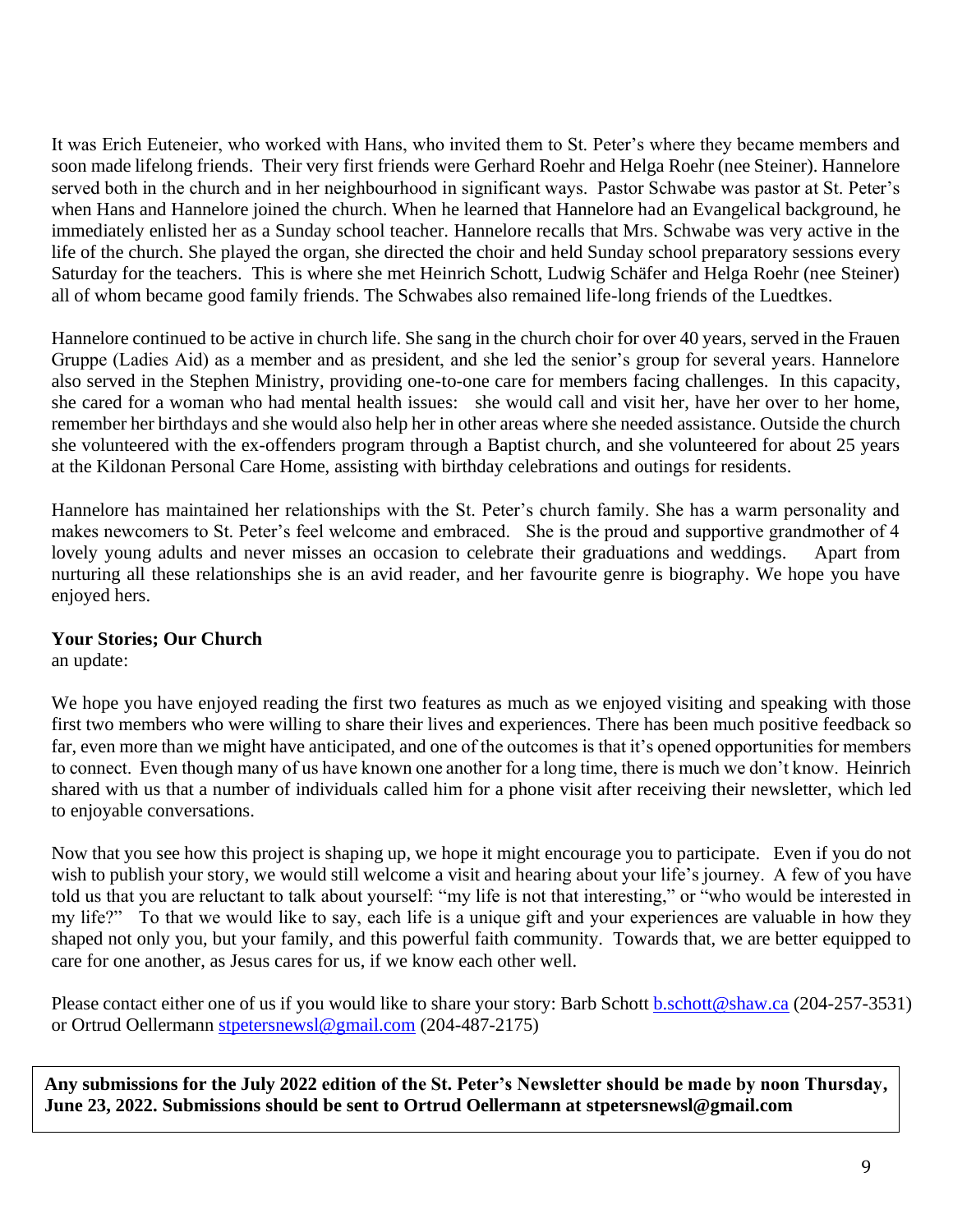It was Erich Euteneier, who worked with Hans, who invited them to St. Peter's where they became members and soon made lifelong friends. Their very first friends were Gerhard Roehr and Helga Roehr (nee Steiner). Hannelore served both in the church and in her neighbourhood in significant ways. Pastor Schwabe was pastor at St. Peter's when Hans and Hannelore joined the church. When he learned that Hannelore had an Evangelical background, he immediately enlisted her as a Sunday school teacher. Hannelore recalls that Mrs. Schwabe was very active in the life of the church. She played the organ, she directed the choir and held Sunday school preparatory sessions every Saturday for the teachers. This is where she met Heinrich Schott, Ludwig Schäfer and Helga Roehr (nee Steiner) all of whom became good family friends. The Schwabes also remained life-long friends of the Luedtkes.

Hannelore continued to be active in church life. She sang in the church choir for over 40 years, served in the Frauen Gruppe (Ladies Aid) as a member and as president, and she led the senior's group for several years. Hannelore also served in the Stephen Ministry, providing one-to-one care for members facing challenges. In this capacity, she cared for a woman who had mental health issues: she would call and visit her, have her over to her home, remember her birthdays and she would also help her in other areas where she needed assistance. Outside the church she volunteered with the ex-offenders program through a Baptist church, and she volunteered for about 25 years at the Kildonan Personal Care Home, assisting with birthday celebrations and outings for residents.

Hannelore has maintained her relationships with the St. Peter's church family. She has a warm personality and makes newcomers to St. Peter's feel welcome and embraced. She is the proud and supportive grandmother of 4 lovely young adults and never misses an occasion to celebrate their graduations and weddings. Apart from nurturing all these relationships she is an avid reader, and her favourite genre is biography. We hope you have enjoyed hers.

**Your Stories; Our Church**
an update:

We hope you have enjoyed reading the first two features as much as we enjoyed visiting and speaking with those first two members who were willing to share their lives and experiences. There has been much positive feedback so far, even more than we might have anticipated, and one of the outcomes is that it's opened opportunities for members to connect. Even though many of us have known one another for a long time, there is much we don't know. Heinrich shared with us that a number of individuals called him for a phone visit after receiving their newsletter, which led to enjoyable conversations.

Now that you see how this project is shaping up, we hope it might encourage you to participate. Even if you do not wish to publish your story, we would still welcome a visit and hearing about your life's journey. A few of you have told us that you are reluctant to talk about yourself: "my life is not that interesting," or "who would be interested in my life?" To that we would like to say, each life is a unique gift and your experiences are valuable in how they shaped not only you, but your family, and this powerful faith community. Towards that, we are better equipped to care for one another, as Jesus cares for us, if we know each other well.

Please contact either one of us if you would like to share your story: Barb Schott b.schott@shaw.ca (204-257-3531) or Ortrud Oellermann stpetersnewsl@gmail.com (204-487-2175)

**Any submissions for the July 2022 edition of the St. Peter's Newsletter should be made by noon Thursday, June 23, 2022. Submissions should be sent to Ortrud Oellermann at stpetersnewsl@gmail.com**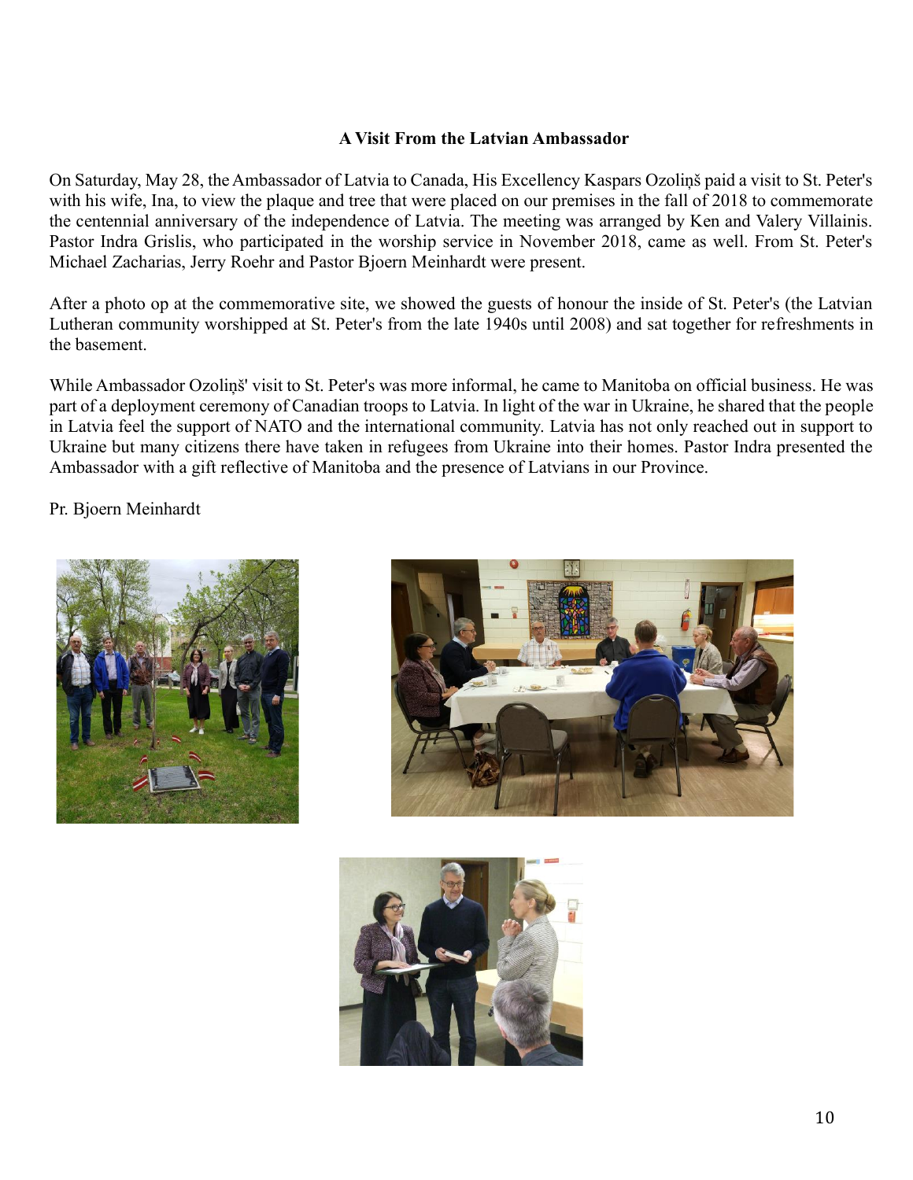## A Visit From the Latvian Ambassador

On Saturday, May 28, the Ambassador of Latvia to Canada, His Excellency Kaspars Ozoliņš paid a visit to St. Peter's with his wife, Ina, to view the plaque and tree that were placed on our premises in the fall of 2018 to commemorate the centennial anniversary of the independence of Latvia. The meeting was arranged by Ken and Valery Villainis. Pastor Indra Grislis, who participated in the worship service in November 2018, came as well. From St. Peter's Michael Zacharias, Jerry Roehr and Pastor Bjoern Meinhardt were present.

After a photo op at the commemorative site, we showed the guests of honour the inside of St. Peter's (the Latvian Lutheran community worshipped at St. Peter's from the late 1940s until 2008) and sat together for refreshments in the basement.

While Ambassador Ozoliņš' visit to St. Peter's was more informal, he came to Manitoba on official business. He was part of a deployment ceremony of Canadian troops to Latvia. In light of the war in Ukraine, he shared that the people in Latvia feel the support of NATO and the international community. Latvia has not only reached out in support to Ukraine but many citizens there have taken in refugees from Ukraine into their homes. Pastor Indra presented the Ambassador with a gift reflective of Manitoba and the presence of Latvians in our Province.

Pr. Bjoern Meinhardt